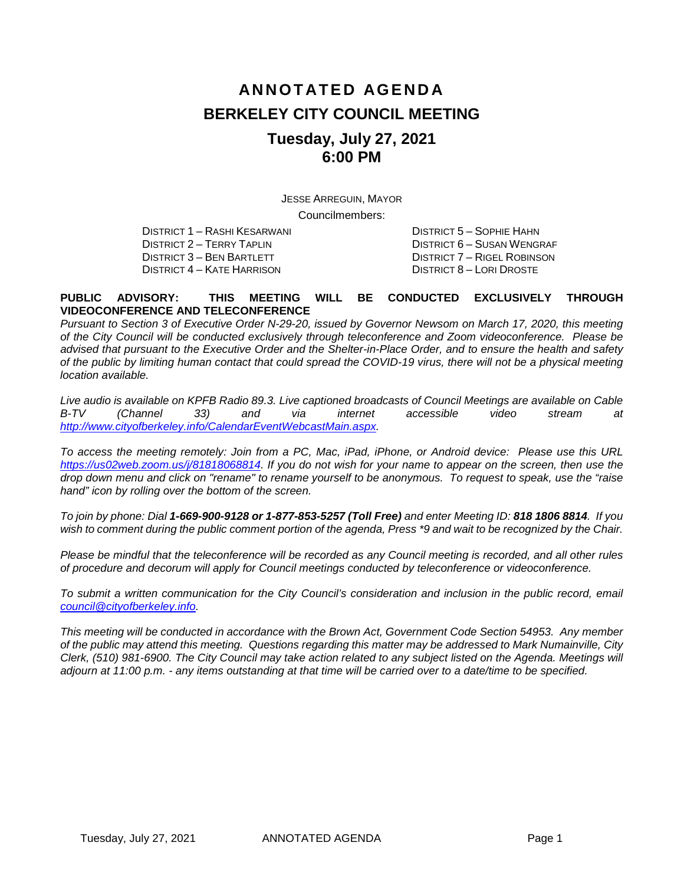# ANNOTATED AGENDA
# BERKELEY CITY COUNCIL MEETING
## Tuesday, July 27, 2021
## 6:00 PM

JESSE ARREGUIN, MAYOR

Councilmembers:

DISTRICT 1 – RASHI KESARWANI
DISTRICT 2 – TERRY TAPLIN
DISTRICT 3 – BEN BARTLETT
DISTRICT 4 – KATE HARRISON
DISTRICT 5 – SOPHIE HAHN
DISTRICT 6 – SUSAN WENGRAF
DISTRICT 7 – RIGEL ROBINSON
DISTRICT 8 – LORI DROSTE

**PUBLIC ADVISORY: THIS MEETING WILL BE CONDUCTED EXCLUSIVELY THROUGH VIDEOCONFERENCE AND TELECONFERENCE**

*Pursuant to Section 3 of Executive Order N-29-20, issued by Governor Newsom on March 17, 2020, this meeting of the City Council will be conducted exclusively through teleconference and Zoom videoconference. Please be advised that pursuant to the Executive Order and the Shelter-in-Place Order, and to ensure the health and safety of the public by limiting human contact that could spread the COVID-19 virus, there will not be a physical meeting location available.*

*Live audio is available on KPFB Radio 89.3. Live captioned broadcasts of Council Meetings are available on Cable B-TV (Channel 33) and via internet accessible video stream at http://www.cityofberkeley.info/CalendarEventWebcastMain.aspx.*

*To access the meeting remotely: Join from a PC, Mac, iPad, iPhone, or Android device: Please use this URL https://us02web.zoom.us/j/81818068814. If you do not wish for your name to appear on the screen, then use the drop down menu and click on "rename" to rename yourself to be anonymous. To request to speak, use the "raise hand" icon by rolling over the bottom of the screen.*

*To join by phone: Dial **1-669-900-9128 or 1-877-853-5257 (Toll Free)** and enter Meeting ID: **818 1806 8814**. If you wish to comment during the public comment portion of the agenda, Press \*9 and wait to be recognized by the Chair.*

*Please be mindful that the teleconference will be recorded as any Council meeting is recorded, and all other rules of procedure and decorum will apply for Council meetings conducted by teleconference or videoconference.*

*To submit a written communication for the City Council's consideration and inclusion in the public record, email council@cityofberkeley.info.*

*This meeting will be conducted in accordance with the Brown Act, Government Code Section 54953. Any member of the public may attend this meeting. Questions regarding this matter may be addressed to Mark Numainville, City Clerk, (510) 981-6900. The City Council may take action related to any subject listed on the Agenda. Meetings will adjourn at 11:00 p.m. - any items outstanding at that time will be carried over to a date/time to be specified.*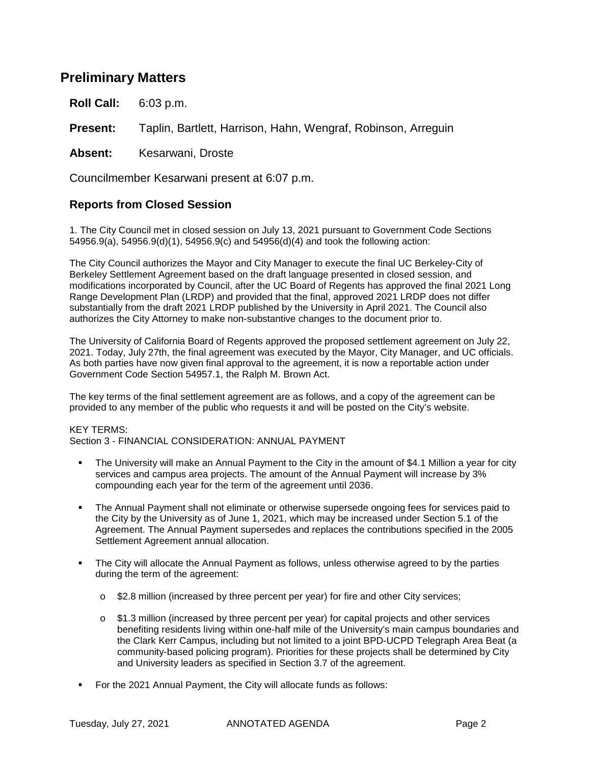## Preliminary Matters

**Roll Call:** 6:03 p.m.

**Present:** Taplin, Bartlett, Harrison, Hahn, Wengraf, Robinson, Arreguin

**Absent:** Kesarwani, Droste

Councilmember Kesarwani present at 6:07 p.m.

### Reports from Closed Session

1. The City Council met in closed session on July 13, 2021 pursuant to Government Code Sections 54956.9(a), 54956.9(d)(1), 54956.9(c) and 54956(d)(4) and took the following action:

The City Council authorizes the Mayor and City Manager to execute the final UC Berkeley-City of Berkeley Settlement Agreement based on the draft language presented in closed session, and modifications incorporated by Council, after the UC Board of Regents has approved the final 2021 Long Range Development Plan (LRDP) and provided that the final, approved 2021 LRDP does not differ substantially from the draft 2021 LRDP published by the University in April 2021. The Council also authorizes the City Attorney to make non-substantive changes to the document prior to.

The University of California Board of Regents approved the proposed settlement agreement on July 22, 2021. Today, July 27th, the final agreement was executed by the Mayor, City Manager, and UC officials. As both parties have now given final approval to the agreement, it is now a reportable action under Government Code Section 54957.1, the Ralph M. Brown Act.

The key terms of the final settlement agreement are as follows, and a copy of the agreement can be provided to any member of the public who requests it and will be posted on the City's website.

KEY TERMS:
Section 3 - FINANCIAL CONSIDERATION: ANNUAL PAYMENT

- The University will make an Annual Payment to the City in the amount of $4.1 Million a year for city services and campus area projects. The amount of the Annual Payment will increase by 3% compounding each year for the term of the agreement until 2036.
- The Annual Payment shall not eliminate or otherwise supersede ongoing fees for services paid to the City by the University as of June 1, 2021, which may be increased under Section 5.1 of the Agreement. The Annual Payment supersedes and replaces the contributions specified in the 2005 Settlement Agreement annual allocation.
- The City will allocate the Annual Payment as follows, unless otherwise agreed to by the parties during the term of the agreement:
  - $2.8 million (increased by three percent per year) for fire and other City services;
  - $1.3 million (increased by three percent per year) for capital projects and other services benefiting residents living within one-half mile of the University's main campus boundaries and the Clark Kerr Campus, including but not limited to a joint BPD-UCPD Telegraph Area Beat (a community-based policing program). Priorities for these projects shall be determined by City and University leaders as specified in Section 3.7 of the agreement.
- For the 2021 Annual Payment, the City will allocate funds as follows: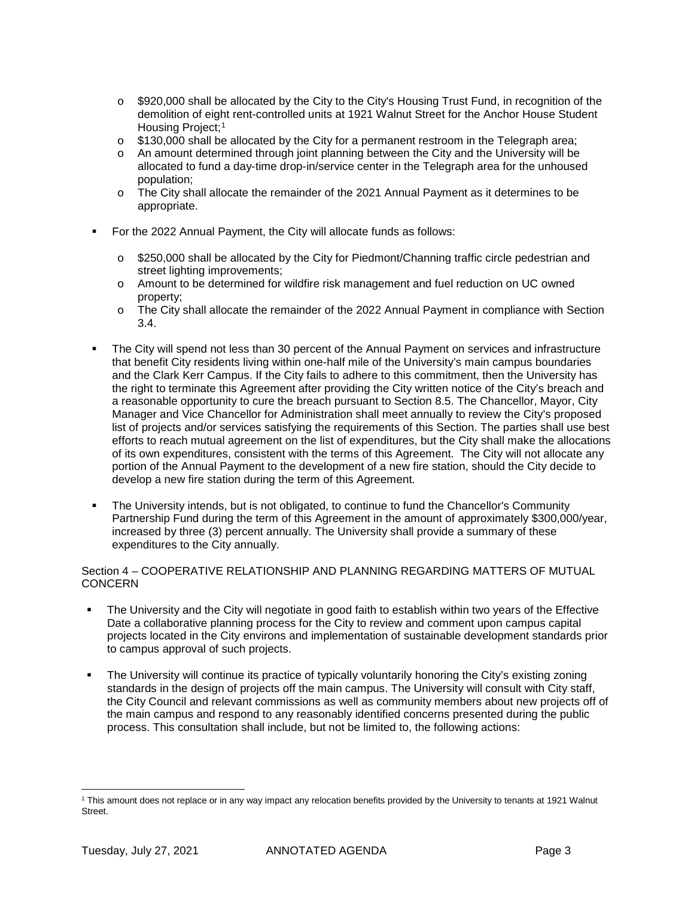- $920,000 shall be allocated by the City to the City's Housing Trust Fund, in recognition of the demolition of eight rent-controlled units at 1921 Walnut Street for the Anchor House Student Housing Project;[1]
- $130,000 shall be allocated by the City for a permanent restroom in the Telegraph area;
- An amount determined through joint planning between the City and the University will be allocated to fund a day-time drop-in/service center in the Telegraph area for the unhoused population;
- The City shall allocate the remainder of the 2021 Annual Payment as it determines to be appropriate.

- For the 2022 Annual Payment, the City will allocate funds as follows:
  - $250,000 shall be allocated by the City for Piedmont/Channing traffic circle pedestrian and street lighting improvements;
  - Amount to be determined for wildfire risk management and fuel reduction on UC owned property;
  - The City shall allocate the remainder of the 2022 Annual Payment in compliance with Section 3.4.

- The City will spend not less than 30 percent of the Annual Payment on services and infrastructure that benefit City residents living within one-half mile of the University's main campus boundaries and the Clark Kerr Campus. If the City fails to adhere to this commitment, then the University has the right to terminate this Agreement after providing the City written notice of the City's breach and a reasonable opportunity to cure the breach pursuant to Section 8.5. The Chancellor, Mayor, City Manager and Vice Chancellor for Administration shall meet annually to review the City's proposed list of projects and/or services satisfying the requirements of this Section. The parties shall use best efforts to reach mutual agreement on the list of expenditures, but the City shall make the allocations of its own expenditures, consistent with the terms of this Agreement. The City will not allocate any portion of the Annual Payment to the development of a new fire station, should the City decide to develop a new fire station during the term of this Agreement.

- The University intends, but is not obligated, to continue to fund the Chancellor's Community Partnership Fund during the term of this Agreement in the amount of approximately $300,000/year, increased by three (3) percent annually. The University shall provide a summary of these expenditures to the City annually.

Section 4 – COOPERATIVE RELATIONSHIP AND PLANNING REGARDING MATTERS OF MUTUAL CONCERN

- The University and the City will negotiate in good faith to establish within two years of the Effective Date a collaborative planning process for the City to review and comment upon campus capital projects located in the City environs and implementation of sustainable development standards prior to campus approval of such projects.

- The University will continue its practice of typically voluntarily honoring the City's existing zoning standards in the design of projects off the main campus. The University will consult with City staff, the City Council and relevant commissions as well as community members about new projects off of the main campus and respond to any reasonably identified concerns presented during the public process. This consultation shall include, but not be limited to, the following actions:

[1] This amount does not replace or in any way impact any relocation benefits provided by the University to tenants at 1921 Walnut Street.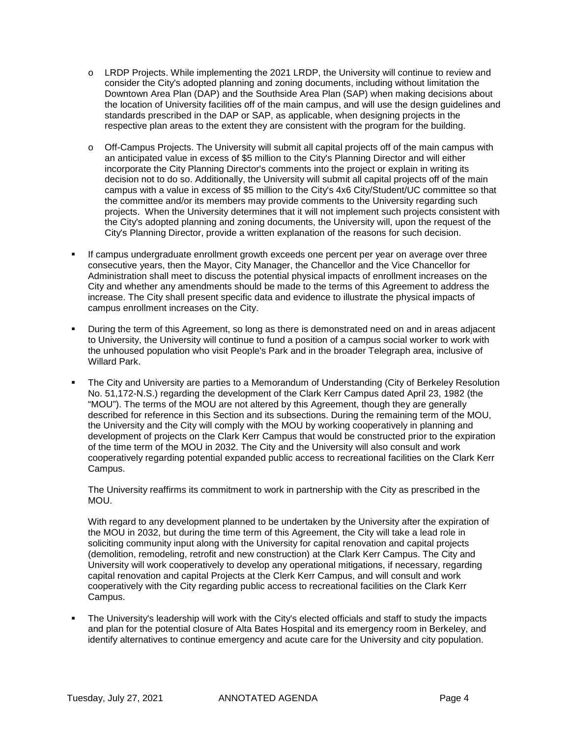- LRDP Projects. While implementing the 2021 LRDP, the University will continue to review and consider the City's adopted planning and zoning documents, including without limitation the Downtown Area Plan (DAP) and the Southside Area Plan (SAP) when making decisions about the location of University facilities off of the main campus, and will use the design guidelines and standards prescribed in the DAP or SAP, as applicable, when designing projects in the respective plan areas to the extent they are consistent with the program for the building.

- Off-Campus Projects. The University will submit all capital projects off of the main campus with an anticipated value in excess of $5 million to the City's Planning Director and will either incorporate the City Planning Director's comments into the project or explain in writing its decision not to do so. Additionally, the University will submit all capital projects off of the main campus with a value in excess of $5 million to the City's 4x6 City/Student/UC committee so that the committee and/or its members may provide comments to the University regarding such projects. When the University determines that it will not implement such projects consistent with the City's adopted planning and zoning documents, the University will, upon the request of the City's Planning Director, provide a written explanation of the reasons for such decision.

- If campus undergraduate enrollment growth exceeds one percent per year on average over three consecutive years, then the Mayor, City Manager, the Chancellor and the Vice Chancellor for Administration shall meet to discuss the potential physical impacts of enrollment increases on the City and whether any amendments should be made to the terms of this Agreement to address the increase. The City shall present specific data and evidence to illustrate the physical impacts of campus enrollment increases on the City.

- During the term of this Agreement, so long as there is demonstrated need on and in areas adjacent to University, the University will continue to fund a position of a campus social worker to work with the unhoused population who visit People's Park and in the broader Telegraph area, inclusive of Willard Park.

- The City and University are parties to a Memorandum of Understanding (City of Berkeley Resolution No. 51,172-N.S.) regarding the development of the Clark Kerr Campus dated April 23, 1982 (the "MOU"). The terms of the MOU are not altered by this Agreement, though they are generally described for reference in this Section and its subsections. During the remaining term of the MOU, the University and the City will comply with the MOU by working cooperatively in planning and development of projects on the Clark Kerr Campus that would be constructed prior to the expiration of the time term of the MOU in 2032. The City and the University will also consult and work cooperatively regarding potential expanded public access to recreational facilities on the Clark Kerr Campus.

  The University reaffirms its commitment to work in partnership with the City as prescribed in the MOU.

  With regard to any development planned to be undertaken by the University after the expiration of the MOU in 2032, but during the time term of this Agreement, the City will take a lead role in soliciting community input along with the University for capital renovation and capital projects (demolition, remodeling, retrofit and new construction) at the Clark Kerr Campus. The City and University will work cooperatively to develop any operational mitigations, if necessary, regarding capital renovation and capital Projects at the Clerk Kerr Campus, and will consult and work cooperatively with the City regarding public access to recreational facilities on the Clark Kerr Campus.

- The University's leadership will work with the City's elected officials and staff to study the impacts and plan for the potential closure of Alta Bates Hospital and its emergency room in Berkeley, and identify alternatives to continue emergency and acute care for the University and city population.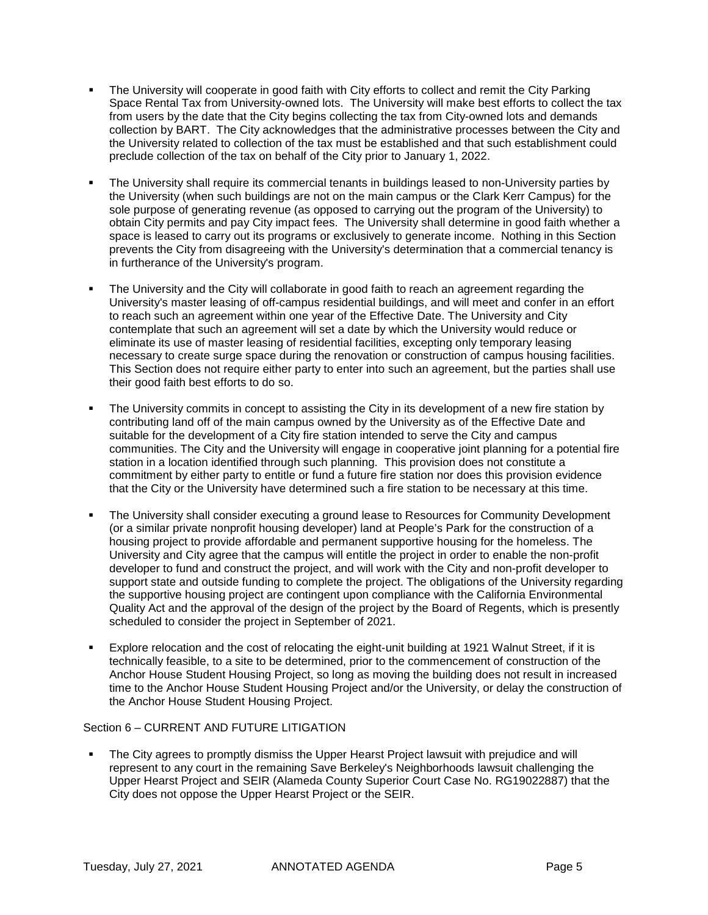- The University will cooperate in good faith with City efforts to collect and remit the City Parking Space Rental Tax from University-owned lots. The University will make best efforts to collect the tax from users by the date that the City begins collecting the tax from City-owned lots and demands collection by BART. The City acknowledges that the administrative processes between the City and the University related to collection of the tax must be established and that such establishment could preclude collection of the tax on behalf of the City prior to January 1, 2022.

- The University shall require its commercial tenants in buildings leased to non-University parties by the University (when such buildings are not on the main campus or the Clark Kerr Campus) for the sole purpose of generating revenue (as opposed to carrying out the program of the University) to obtain City permits and pay City impact fees. The University shall determine in good faith whether a space is leased to carry out its programs or exclusively to generate income. Nothing in this Section prevents the City from disagreeing with the University's determination that a commercial tenancy is in furtherance of the University's program.

- The University and the City will collaborate in good faith to reach an agreement regarding the University's master leasing of off-campus residential buildings, and will meet and confer in an effort to reach such an agreement within one year of the Effective Date. The University and City contemplate that such an agreement will set a date by which the University would reduce or eliminate its use of master leasing of residential facilities, excepting only temporary leasing necessary to create surge space during the renovation or construction of campus housing facilities. This Section does not require either party to enter into such an agreement, but the parties shall use their good faith best efforts to do so.

- The University commits in concept to assisting the City in its development of a new fire station by contributing land off of the main campus owned by the University as of the Effective Date and suitable for the development of a City fire station intended to serve the City and campus communities. The City and the University will engage in cooperative joint planning for a potential fire station in a location identified through such planning. This provision does not constitute a commitment by either party to entitle or fund a future fire station nor does this provision evidence that the City or the University have determined such a fire station to be necessary at this time.

- The University shall consider executing a ground lease to Resources for Community Development (or a similar private nonprofit housing developer) land at People's Park for the construction of a housing project to provide affordable and permanent supportive housing for the homeless. The University and City agree that the campus will entitle the project in order to enable the non-profit developer to fund and construct the project, and will work with the City and non-profit developer to support state and outside funding to complete the project. The obligations of the University regarding the supportive housing project are contingent upon compliance with the California Environmental Quality Act and the approval of the design of the project by the Board of Regents, which is presently scheduled to consider the project in September of 2021.

- Explore relocation and the cost of relocating the eight-unit building at 1921 Walnut Street, if it is technically feasible, to a site to be determined, prior to the commencement of construction of the Anchor House Student Housing Project, so long as moving the building does not result in increased time to the Anchor House Student Housing Project and/or the University, or delay the construction of the Anchor House Student Housing Project.

Section 6 – CURRENT AND FUTURE LITIGATION

- The City agrees to promptly dismiss the Upper Hearst Project lawsuit with prejudice and will represent to any court in the remaining Save Berkeley's Neighborhoods lawsuit challenging the Upper Hearst Project and SEIR (Alameda County Superior Court Case No. RG19022887) that the City does not oppose the Upper Hearst Project or the SEIR.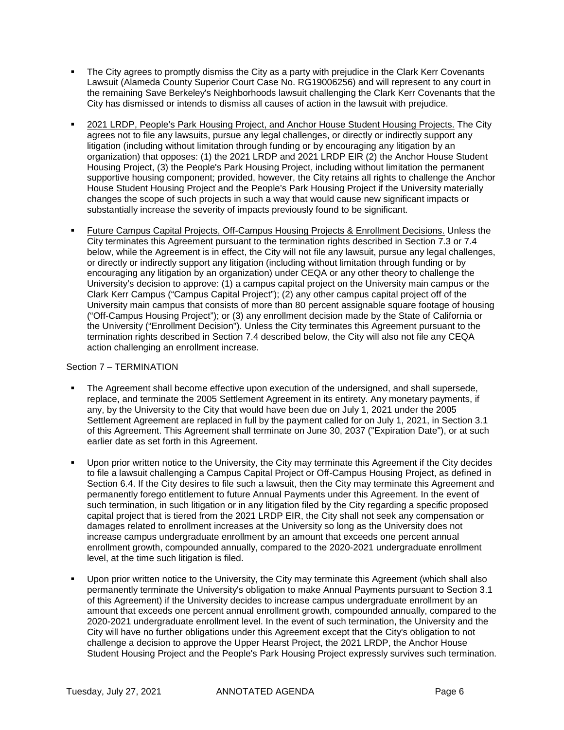- The City agrees to promptly dismiss the City as a party with prejudice in the Clark Kerr Covenants Lawsuit (Alameda County Superior Court Case No. RG19006256) and will represent to any court in the remaining Save Berkeley's Neighborhoods lawsuit challenging the Clark Kerr Covenants that the City has dismissed or intends to dismiss all causes of action in the lawsuit with prejudice.

- 2021 LRDP, People's Park Housing Project, and Anchor House Student Housing Projects. The City agrees not to file any lawsuits, pursue any legal challenges, or directly or indirectly support any litigation (including without limitation through funding or by encouraging any litigation by an organization) that opposes: (1) the 2021 LRDP and 2021 LRDP EIR (2) the Anchor House Student Housing Project, (3) the People's Park Housing Project, including without limitation the permanent supportive housing component; provided, however, the City retains all rights to challenge the Anchor House Student Housing Project and the People's Park Housing Project if the University materially changes the scope of such projects in such a way that would cause new significant impacts or substantially increase the severity of impacts previously found to be significant.

- Future Campus Capital Projects, Off-Campus Housing Projects & Enrollment Decisions. Unless the City terminates this Agreement pursuant to the termination rights described in Section 7.3 or 7.4 below, while the Agreement is in effect, the City will not file any lawsuit, pursue any legal challenges, or directly or indirectly support any litigation (including without limitation through funding or by encouraging any litigation by an organization) under CEQA or any other theory to challenge the University's decision to approve: (1) a campus capital project on the University main campus or the Clark Kerr Campus ("Campus Capital Project"); (2) any other campus capital project off of the University main campus that consists of more than 80 percent assignable square footage of housing ("Off-Campus Housing Project"); or (3) any enrollment decision made by the State of California or the University ("Enrollment Decision"). Unless the City terminates this Agreement pursuant to the termination rights described in Section 7.4 described below, the City will also not file any CEQA action challenging an enrollment increase.

Section 7 – TERMINATION

- The Agreement shall become effective upon execution of the undersigned, and shall supersede, replace, and terminate the 2005 Settlement Agreement in its entirety. Any monetary payments, if any, by the University to the City that would have been due on July 1, 2021 under the 2005 Settlement Agreement are replaced in full by the payment called for on July 1, 2021, in Section 3.1 of this Agreement. This Agreement shall terminate on June 30, 2037 ("Expiration Date"), or at such earlier date as set forth in this Agreement.

- Upon prior written notice to the University, the City may terminate this Agreement if the City decides to file a lawsuit challenging a Campus Capital Project or Off-Campus Housing Project, as defined in Section 6.4. If the City desires to file such a lawsuit, then the City may terminate this Agreement and permanently forego entitlement to future Annual Payments under this Agreement. In the event of such termination, in such litigation or in any litigation filed by the City regarding a specific proposed capital project that is tiered from the 2021 LRDP EIR, the City shall not seek any compensation or damages related to enrollment increases at the University so long as the University does not increase campus undergraduate enrollment by an amount that exceeds one percent annual enrollment growth, compounded annually, compared to the 2020-2021 undergraduate enrollment level, at the time such litigation is filed.

- Upon prior written notice to the University, the City may terminate this Agreement (which shall also permanently terminate the University's obligation to make Annual Payments pursuant to Section 3.1 of this Agreement) if the University decides to increase campus undergraduate enrollment by an amount that exceeds one percent annual enrollment growth, compounded annually, compared to the 2020-2021 undergraduate enrollment level. In the event of such termination, the University and the City will have no further obligations under this Agreement except that the City's obligation to not challenge a decision to approve the Upper Hearst Project, the 2021 LRDP, the Anchor House Student Housing Project and the People's Park Housing Project expressly survives such termination.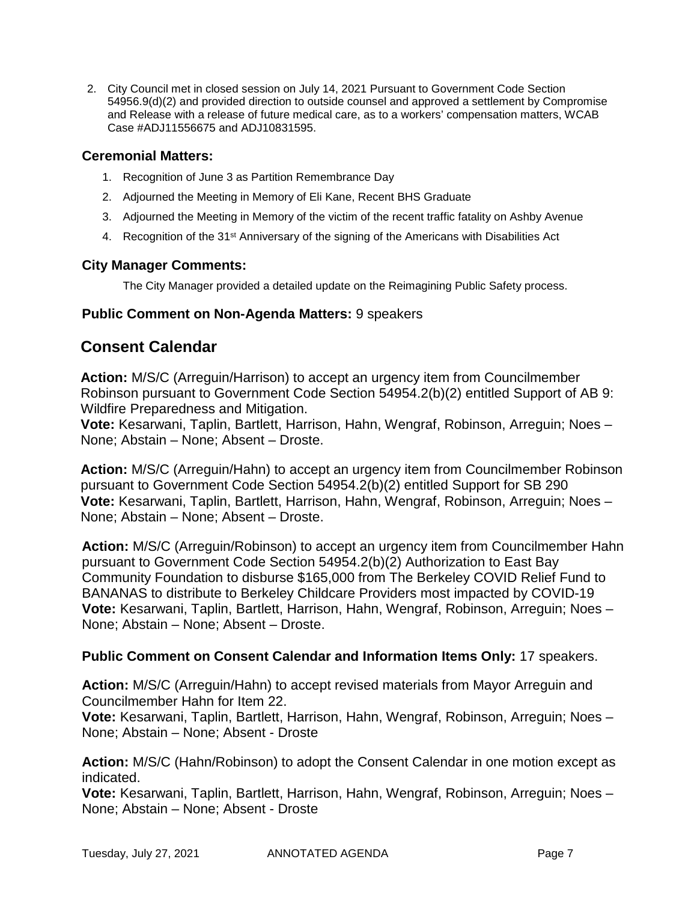2. City Council met in closed session on July 14, 2021 Pursuant to Government Code Section 54956.9(d)(2) and provided direction to outside counsel and approved a settlement by Compromise and Release with a release of future medical care, as to a workers' compensation matters, WCAB Case #ADJ11556675 and ADJ10831595.

### Ceremonial Matters:

1. Recognition of June 3 as Partition Remembrance Day
2. Adjourned the Meeting in Memory of Eli Kane, Recent BHS Graduate
3. Adjourned the Meeting in Memory of the victim of the recent traffic fatality on Ashby Avenue
4. Recognition of the 31st Anniversary of the signing of the Americans with Disabilities Act

### City Manager Comments:

The City Manager provided a detailed update on the Reimagining Public Safety process.

**Public Comment on Non-Agenda Matters:** 9 speakers

## Consent Calendar

**Action:** M/S/C (Arreguin/Harrison) to accept an urgency item from Councilmember Robinson pursuant to Government Code Section 54954.2(b)(2) entitled Support of AB 9: Wildfire Preparedness and Mitigation.
**Vote:** Kesarwani, Taplin, Bartlett, Harrison, Hahn, Wengraf, Robinson, Arreguin; Noes – None; Abstain – None; Absent – Droste.

**Action:** M/S/C (Arreguin/Hahn) to accept an urgency item from Councilmember Robinson pursuant to Government Code Section 54954.2(b)(2) entitled Support for SB 290
**Vote:** Kesarwani, Taplin, Bartlett, Harrison, Hahn, Wengraf, Robinson, Arreguin; Noes – None; Abstain – None; Absent – Droste.

**Action:** M/S/C (Arreguin/Robinson) to accept an urgency item from Councilmember Hahn pursuant to Government Code Section 54954.2(b)(2) Authorization to East Bay Community Foundation to disburse $165,000 from The Berkeley COVID Relief Fund to BANANAS to distribute to Berkeley Childcare Providers most impacted by COVID-19
**Vote:** Kesarwani, Taplin, Bartlett, Harrison, Hahn, Wengraf, Robinson, Arreguin; Noes – None; Abstain – None; Absent – Droste.

**Public Comment on Consent Calendar and Information Items Only:** 17 speakers.

**Action:** M/S/C (Arreguin/Hahn) to accept revised materials from Mayor Arreguin and Councilmember Hahn for Item 22.
**Vote:** Kesarwani, Taplin, Bartlett, Harrison, Hahn, Wengraf, Robinson, Arreguin; Noes – None; Abstain – None; Absent - Droste

**Action:** M/S/C (Hahn/Robinson) to adopt the Consent Calendar in one motion except as indicated.
**Vote:** Kesarwani, Taplin, Bartlett, Harrison, Hahn, Wengraf, Robinson, Arreguin; Noes – None; Abstain – None; Absent - Droste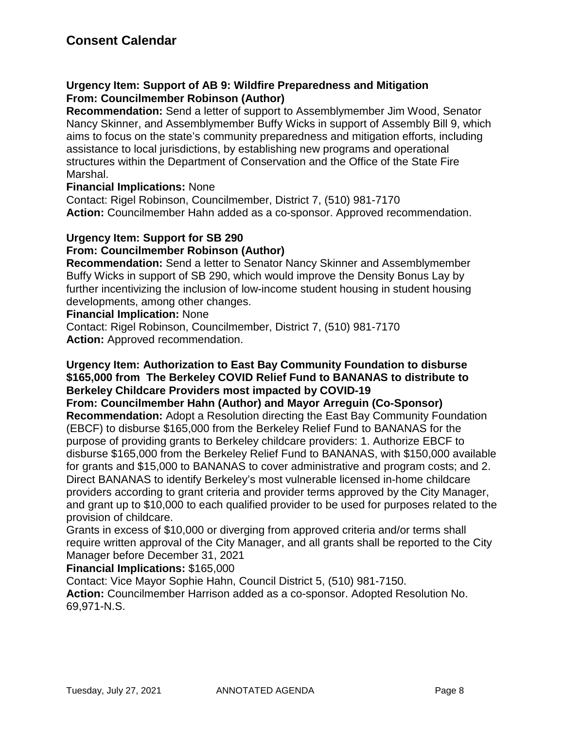## Consent Calendar

**Urgency Item: Support of AB 9: Wildfire Preparedness and Mitigation**
**From: Councilmember Robinson (Author)**
**Recommendation:** Send a letter of support to Assemblymember Jim Wood, Senator Nancy Skinner, and Assemblymember Buffy Wicks in support of Assembly Bill 9, which aims to focus on the state's community preparedness and mitigation efforts, including assistance to local jurisdictions, by establishing new programs and operational structures within the Department of Conservation and the Office of the State Fire Marshal.
**Financial Implications:** None
Contact: Rigel Robinson, Councilmember, District 7, (510) 981-7170
**Action:** Councilmember Hahn added as a co-sponsor. Approved recommendation.

**Urgency Item: Support for SB 290**
**From: Councilmember Robinson (Author)**
**Recommendation:** Send a letter to Senator Nancy Skinner and Assemblymember Buffy Wicks in support of SB 290, which would improve the Density Bonus Lay by further incentivizing the inclusion of low-income student housing in student housing developments, among other changes.
**Financial Implication:** None
Contact: Rigel Robinson, Councilmember, District 7, (510) 981-7170
**Action:** Approved recommendation.

**Urgency Item: Authorization to East Bay Community Foundation to disburse $165,000 from The Berkeley COVID Relief Fund to BANANAS to distribute to Berkeley Childcare Providers most impacted by COVID-19**
**From: Councilmember Hahn (Author) and Mayor Arreguin (Co-Sponsor)**
**Recommendation:** Adopt a Resolution directing the East Bay Community Foundation (EBCF) to disburse $165,000 from the Berkeley Relief Fund to BANANAS for the purpose of providing grants to Berkeley childcare providers: 1. Authorize EBCF to disburse $165,000 from the Berkeley Relief Fund to BANANAS, with $150,000 available for grants and $15,000 to BANANAS to cover administrative and program costs; and 2. Direct BANANAS to identify Berkeley's most vulnerable licensed in-home childcare providers according to grant criteria and provider terms approved by the City Manager, and grant up to $10,000 to each qualified provider to be used for purposes related to the provision of childcare.
Grants in excess of $10,000 or diverging from approved criteria and/or terms shall require written approval of the City Manager, and all grants shall be reported to the City Manager before December 31, 2021
**Financial Implications:** $165,000
Contact: Vice Mayor Sophie Hahn, Council District 5, (510) 981-7150.
**Action:** Councilmember Harrison added as a co-sponsor. Adopted Resolution No. 69,971-N.S.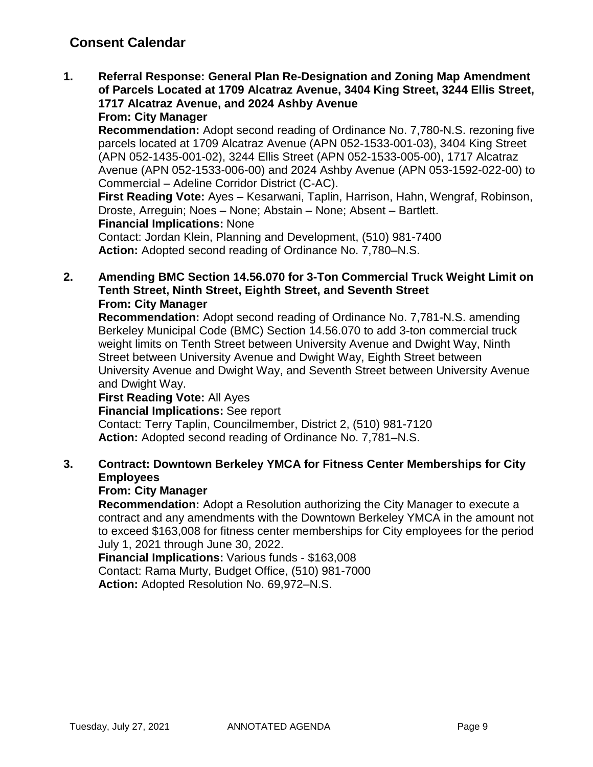## Consent Calendar

1. **Referral Response: General Plan Re-Designation and Zoning Map Amendment of Parcels Located at 1709 Alcatraz Avenue, 3404 King Street, 3244 Ellis Street, 1717 Alcatraz Avenue, and 2024 Ashby Avenue**
   **From: City Manager**
   **Recommendation:** Adopt second reading of Ordinance No. 7,780-N.S. rezoning five parcels located at 1709 Alcatraz Avenue (APN 052-1533-001-03), 3404 King Street (APN 052-1435-001-02), 3244 Ellis Street (APN 052-1533-005-00), 1717 Alcatraz Avenue (APN 052-1533-006-00) and 2024 Ashby Avenue (APN 053-1592-022-00) to Commercial – Adeline Corridor District (C-AC).
   **First Reading Vote:** Ayes – Kesarwani, Taplin, Harrison, Hahn, Wengraf, Robinson, Droste, Arreguin; Noes – None; Abstain – None; Absent – Bartlett.
   **Financial Implications:** None
   Contact: Jordan Klein, Planning and Development, (510) 981-7400
   **Action:** Adopted second reading of Ordinance No. 7,780–N.S.

2. **Amending BMC Section 14.56.070 for 3-Ton Commercial Truck Weight Limit on Tenth Street, Ninth Street, Eighth Street, and Seventh Street**
   **From: City Manager**
   **Recommendation:** Adopt second reading of Ordinance No. 7,781-N.S. amending Berkeley Municipal Code (BMC) Section 14.56.070 to add 3-ton commercial truck weight limits on Tenth Street between University Avenue and Dwight Way, Ninth Street between University Avenue and Dwight Way, Eighth Street between University Avenue and Dwight Way, and Seventh Street between University Avenue and Dwight Way.
   **First Reading Vote:** All Ayes
   **Financial Implications:** See report
   Contact: Terry Taplin, Councilmember, District 2, (510) 981-7120
   **Action:** Adopted second reading of Ordinance No. 7,781–N.S.

3. **Contract: Downtown Berkeley YMCA for Fitness Center Memberships for City Employees**
   **From: City Manager**
   **Recommendation:** Adopt a Resolution authorizing the City Manager to execute a contract and any amendments with the Downtown Berkeley YMCA in the amount not to exceed $163,008 for fitness center memberships for City employees for the period July 1, 2021 through June 30, 2022.
   **Financial Implications:** Various funds - $163,008
   Contact: Rama Murty, Budget Office, (510) 981-7000
   **Action:** Adopted Resolution No. 69,972–N.S.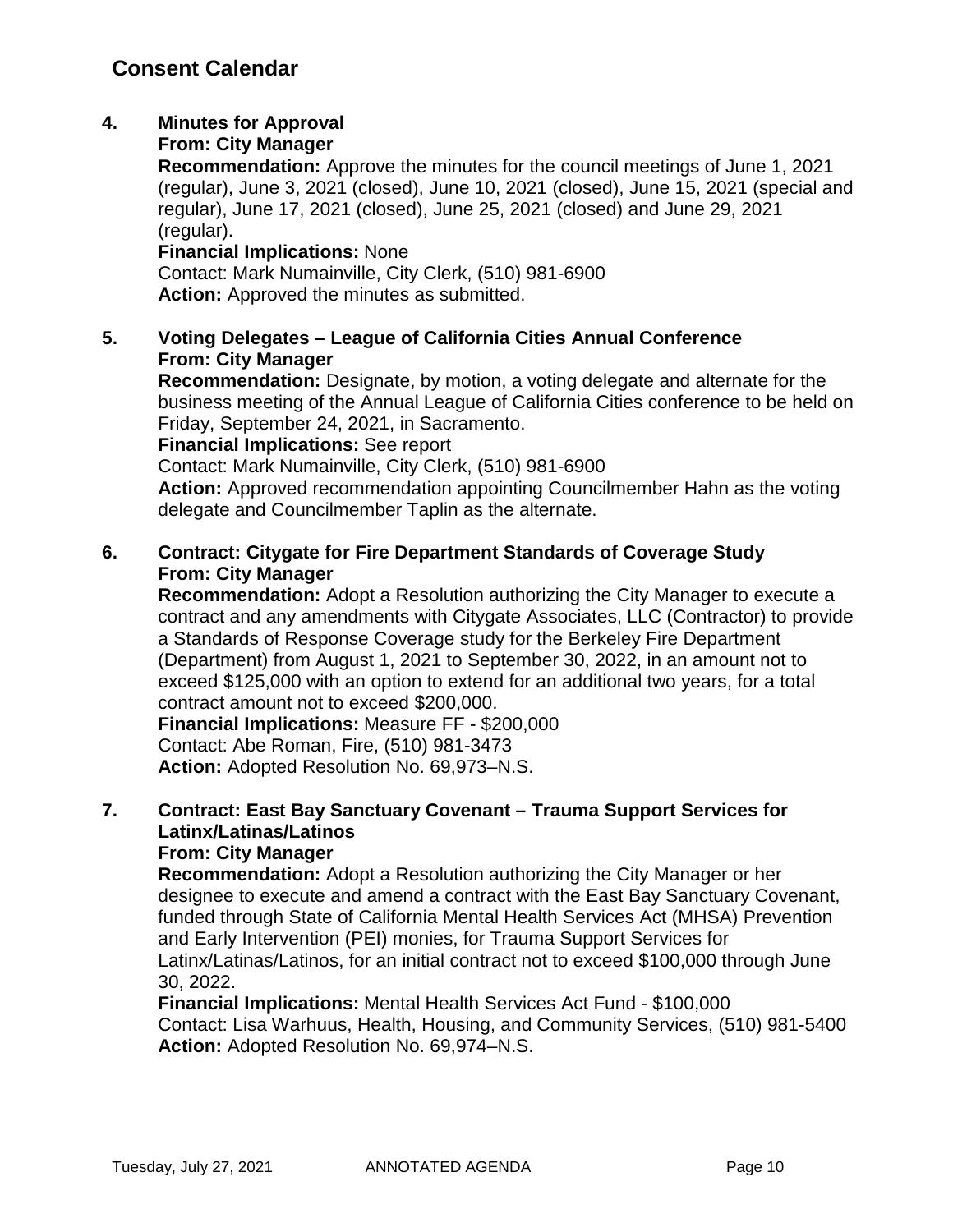## Consent Calendar

**4. Minutes for Approval**
**From: City Manager**
**Recommendation:** Approve the minutes for the council meetings of June 1, 2021 (regular), June 3, 2021 (closed), June 10, 2021 (closed), June 15, 2021 (special and regular), June 17, 2021 (closed), June 25, 2021 (closed) and June 29, 2021 (regular).
**Financial Implications:** None
Contact: Mark Numainville, City Clerk, (510) 981-6900
**Action:** Approved the minutes as submitted.

**5. Voting Delegates – League of California Cities Annual Conference**
**From: City Manager**
**Recommendation:** Designate, by motion, a voting delegate and alternate for the business meeting of the Annual League of California Cities conference to be held on Friday, September 24, 2021, in Sacramento.
**Financial Implications:** See report
Contact: Mark Numainville, City Clerk, (510) 981-6900
**Action:** Approved recommendation appointing Councilmember Hahn as the voting delegate and Councilmember Taplin as the alternate.

**6. Contract: Citygate for Fire Department Standards of Coverage Study**
**From: City Manager**
**Recommendation:** Adopt a Resolution authorizing the City Manager to execute a contract and any amendments with Citygate Associates, LLC (Contractor) to provide a Standards of Response Coverage study for the Berkeley Fire Department (Department) from August 1, 2021 to September 30, 2022, in an amount not to exceed $125,000 with an option to extend for an additional two years, for a total contract amount not to exceed $200,000.
**Financial Implications:** Measure FF - $200,000
Contact: Abe Roman, Fire, (510) 981-3473
**Action:** Adopted Resolution No. 69,973–N.S.

**7. Contract: East Bay Sanctuary Covenant – Trauma Support Services for Latinx/Latinas/Latinos**
**From: City Manager**
**Recommendation:** Adopt a Resolution authorizing the City Manager or her designee to execute and amend a contract with the East Bay Sanctuary Covenant, funded through State of California Mental Health Services Act (MHSA) Prevention and Early Intervention (PEI) monies, for Trauma Support Services for Latinx/Latinas/Latinos, for an initial contract not to exceed $100,000 through June 30, 2022.
**Financial Implications:** Mental Health Services Act Fund - $100,000
Contact: Lisa Warhuus, Health, Housing, and Community Services, (510) 981-5400
**Action:** Adopted Resolution No. 69,974–N.S.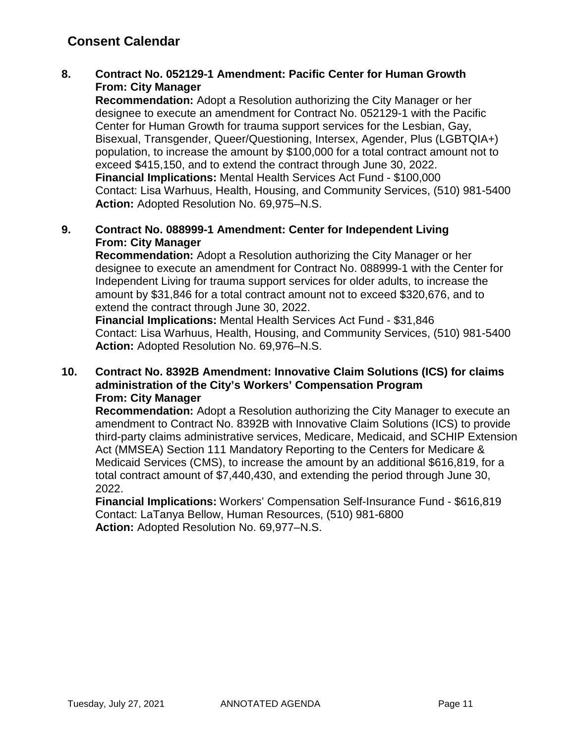## Consent Calendar

**8. Contract No. 052129-1 Amendment: Pacific Center for Human Growth**
**From: City Manager**

**Recommendation:** Adopt a Resolution authorizing the City Manager or her designee to execute an amendment for Contract No. 052129-1 with the Pacific Center for Human Growth for trauma support services for the Lesbian, Gay, Bisexual, Transgender, Queer/Questioning, Intersex, Agender, Plus (LGBTQIA+) population, to increase the amount by $100,000 for a total contract amount not to exceed $415,150, and to extend the contract through June 30, 2022.
**Financial Implications:** Mental Health Services Act Fund - $100,000
Contact: Lisa Warhuus, Health, Housing, and Community Services, (510) 981-5400
**Action:** Adopted Resolution No. 69,975–N.S.

**9. Contract No. 088999-1 Amendment: Center for Independent Living**
**From: City Manager**

**Recommendation:** Adopt a Resolution authorizing the City Manager or her designee to execute an amendment for Contract No. 088999-1 with the Center for Independent Living for trauma support services for older adults, to increase the amount by $31,846 for a total contract amount not to exceed $320,676, and to extend the contract through June 30, 2022.
**Financial Implications:** Mental Health Services Act Fund - $31,846
Contact: Lisa Warhuus, Health, Housing, and Community Services, (510) 981-5400
**Action:** Adopted Resolution No. 69,976–N.S.

**10. Contract No. 8392B Amendment: Innovative Claim Solutions (ICS) for claims administration of the City's Workers' Compensation Program**
**From: City Manager**

**Recommendation:** Adopt a Resolution authorizing the City Manager to execute an amendment to Contract No. 8392B with Innovative Claim Solutions (ICS) to provide third-party claims administrative services, Medicare, Medicaid, and SCHIP Extension Act (MMSEA) Section 111 Mandatory Reporting to the Centers for Medicare & Medicaid Services (CMS), to increase the amount by an additional $616,819, for a total contract amount of $7,440,430, and extending the period through June 30, 2022.
**Financial Implications:** Workers' Compensation Self-Insurance Fund - $616,819
Contact: LaTanya Bellow, Human Resources, (510) 981-6800
**Action:** Adopted Resolution No. 69,977–N.S.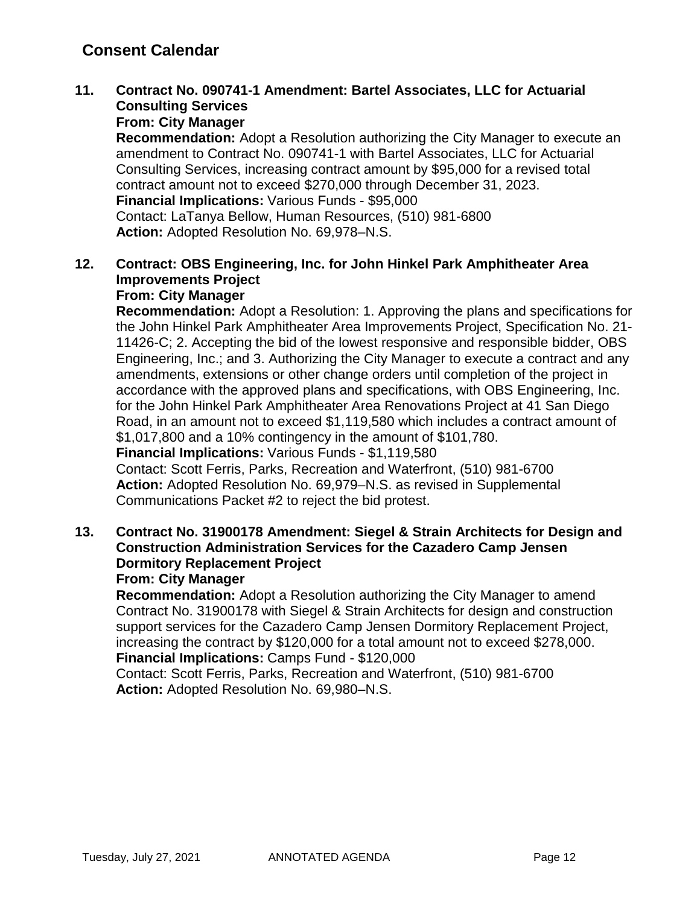## Consent Calendar

**11. Contract No. 090741-1 Amendment: Bartel Associates, LLC for Actuarial Consulting Services**
**From: City Manager**
**Recommendation:** Adopt a Resolution authorizing the City Manager to execute an amendment to Contract No. 090741-1 with Bartel Associates, LLC for Actuarial Consulting Services, increasing contract amount by $95,000 for a revised total contract amount not to exceed $270,000 through December 31, 2023.
**Financial Implications:** Various Funds - $95,000
Contact: LaTanya Bellow, Human Resources, (510) 981-6800
**Action:** Adopted Resolution No. 69,978–N.S.

**12. Contract: OBS Engineering, Inc. for John Hinkel Park Amphitheater Area Improvements Project**
**From: City Manager**
**Recommendation:** Adopt a Resolution: 1. Approving the plans and specifications for the John Hinkel Park Amphitheater Area Improvements Project, Specification No. 21-11426-C; 2. Accepting the bid of the lowest responsive and responsible bidder, OBS Engineering, Inc.; and 3. Authorizing the City Manager to execute a contract and any amendments, extensions or other change orders until completion of the project in accordance with the approved plans and specifications, with OBS Engineering, Inc. for the John Hinkel Park Amphitheater Area Renovations Project at 41 San Diego Road, in an amount not to exceed $1,119,580 which includes a contract amount of $1,017,800 and a 10% contingency in the amount of $101,780.
**Financial Implications:** Various Funds - $1,119,580
Contact: Scott Ferris, Parks, Recreation and Waterfront, (510) 981-6700
**Action:** Adopted Resolution No. 69,979–N.S. as revised in Supplemental Communications Packet #2 to reject the bid protest.

**13. Contract No. 31900178 Amendment: Siegel & Strain Architects for Design and Construction Administration Services for the Cazadero Camp Jensen Dormitory Replacement Project**
**From: City Manager**
**Recommendation:** Adopt a Resolution authorizing the City Manager to amend Contract No. 31900178 with Siegel & Strain Architects for design and construction support services for the Cazadero Camp Jensen Dormitory Replacement Project, increasing the contract by $120,000 for a total amount not to exceed $278,000.
**Financial Implications:** Camps Fund - $120,000
Contact: Scott Ferris, Parks, Recreation and Waterfront, (510) 981-6700
**Action:** Adopted Resolution No. 69,980–N.S.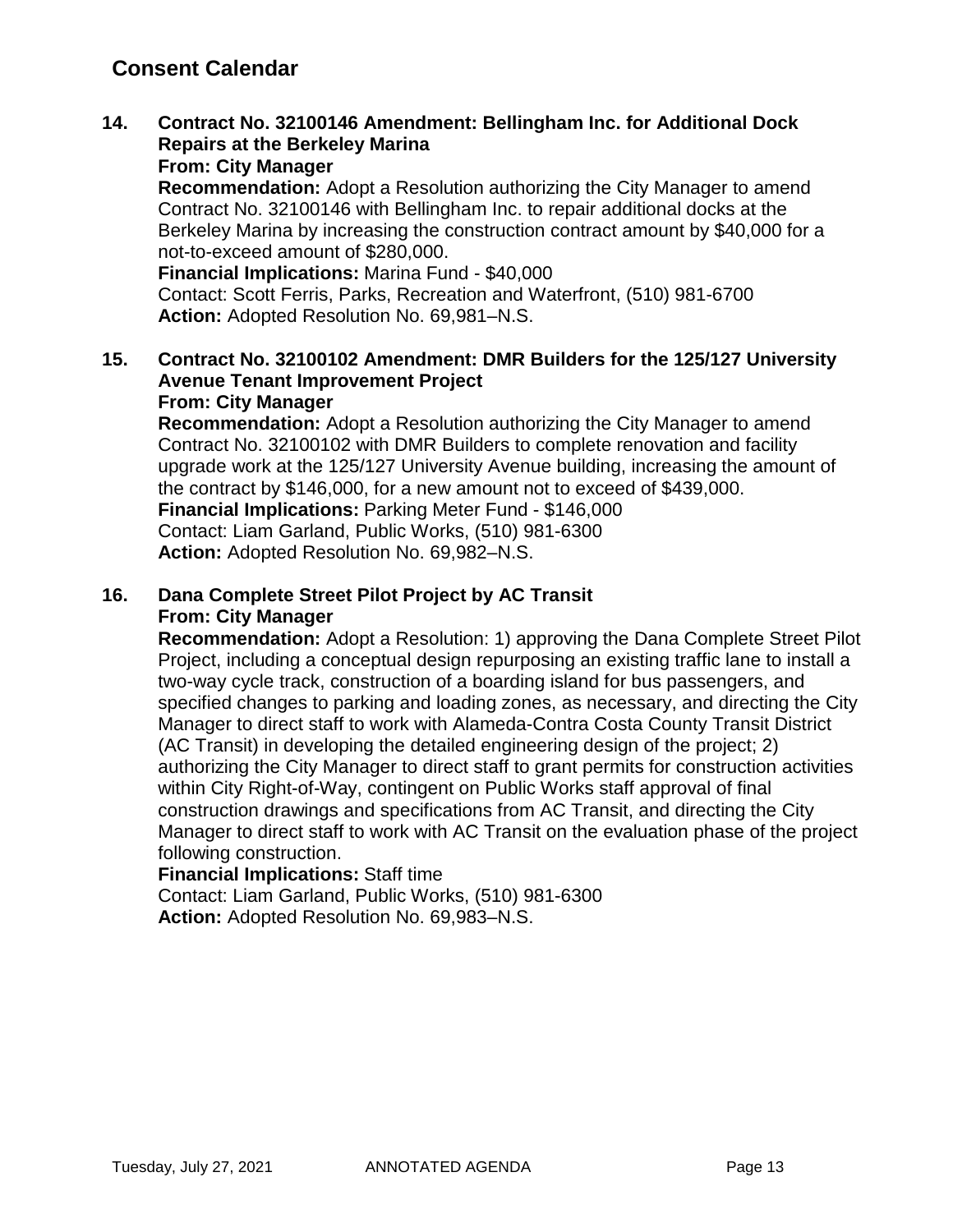## Consent Calendar

**14. Contract No. 32100146 Amendment: Bellingham Inc. for Additional Dock Repairs at the Berkeley Marina**
**From: City Manager**
**Recommendation:** Adopt a Resolution authorizing the City Manager to amend Contract No. 32100146 with Bellingham Inc. to repair additional docks at the Berkeley Marina by increasing the construction contract amount by $40,000 for a not-to-exceed amount of $280,000.
**Financial Implications:** Marina Fund - $40,000
Contact: Scott Ferris, Parks, Recreation and Waterfront, (510) 981-6700
**Action:** Adopted Resolution No. 69,981–N.S.

**15. Contract No. 32100102 Amendment: DMR Builders for the 125/127 University Avenue Tenant Improvement Project**
**From: City Manager**
**Recommendation:** Adopt a Resolution authorizing the City Manager to amend Contract No. 32100102 with DMR Builders to complete renovation and facility upgrade work at the 125/127 University Avenue building, increasing the amount of the contract by $146,000, for a new amount not to exceed of $439,000.
**Financial Implications:** Parking Meter Fund - $146,000
Contact: Liam Garland, Public Works, (510) 981-6300
**Action:** Adopted Resolution No. 69,982–N.S.

**16. Dana Complete Street Pilot Project by AC Transit**
**From: City Manager**
**Recommendation:** Adopt a Resolution: 1) approving the Dana Complete Street Pilot Project, including a conceptual design repurposing an existing traffic lane to install a two-way cycle track, construction of a boarding island for bus passengers, and specified changes to parking and loading zones, as necessary, and directing the City Manager to direct staff to work with Alameda-Contra Costa County Transit District (AC Transit) in developing the detailed engineering design of the project; 2) authorizing the City Manager to direct staff to grant permits for construction activities within City Right-of-Way, contingent on Public Works staff approval of final construction drawings and specifications from AC Transit, and directing the City Manager to direct staff to work with AC Transit on the evaluation phase of the project following construction.
**Financial Implications:** Staff time
Contact: Liam Garland, Public Works, (510) 981-6300
**Action:** Adopted Resolution No. 69,983–N.S.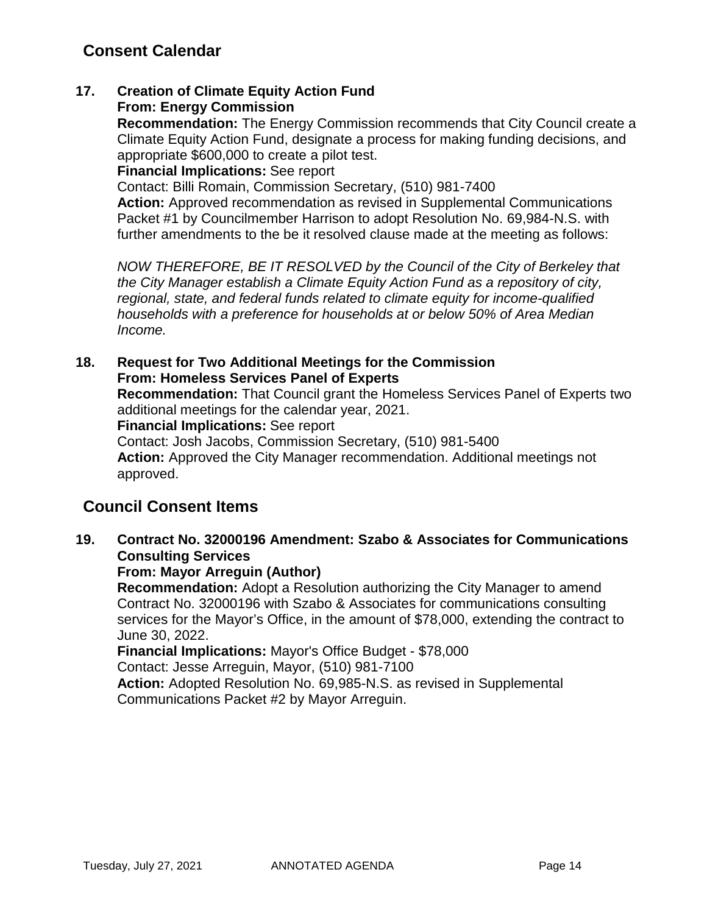## Consent Calendar

**17. Creation of Climate Equity Action Fund**
**From: Energy Commission**
**Recommendation:** The Energy Commission recommends that City Council create a Climate Equity Action Fund, designate a process for making funding decisions, and appropriate $600,000 to create a pilot test.
**Financial Implications:** See report
Contact: Billi Romain, Commission Secretary, (510) 981-7400
**Action:** Approved recommendation as revised in Supplemental Communications Packet #1 by Councilmember Harrison to adopt Resolution No. 69,984-N.S. with further amendments to the be it resolved clause made at the meeting as follows:

*NOW THEREFORE, BE IT RESOLVED by the Council of the City of Berkeley that the City Manager establish a Climate Equity Action Fund as a repository of city, regional, state, and federal funds related to climate equity for income-qualified households with a preference for households at or below 50% of Area Median Income.*

**18. Request for Two Additional Meetings for the Commission**
**From: Homeless Services Panel of Experts**
**Recommendation:** That Council grant the Homeless Services Panel of Experts two additional meetings for the calendar year, 2021.
**Financial Implications:** See report
Contact: Josh Jacobs, Commission Secretary, (510) 981-5400
**Action:** Approved the City Manager recommendation. Additional meetings not approved.

## Council Consent Items

**19. Contract No. 32000196 Amendment: Szabo & Associates for Communications Consulting Services**
**From: Mayor Arreguin (Author)**
**Recommendation:** Adopt a Resolution authorizing the City Manager to amend Contract No. 32000196 with Szabo & Associates for communications consulting services for the Mayor's Office, in the amount of $78,000, extending the contract to June 30, 2022.
**Financial Implications:** Mayor's Office Budget - $78,000
Contact: Jesse Arreguin, Mayor, (510) 981-7100
**Action:** Adopted Resolution No. 69,985-N.S. as revised in Supplemental Communications Packet #2 by Mayor Arreguin.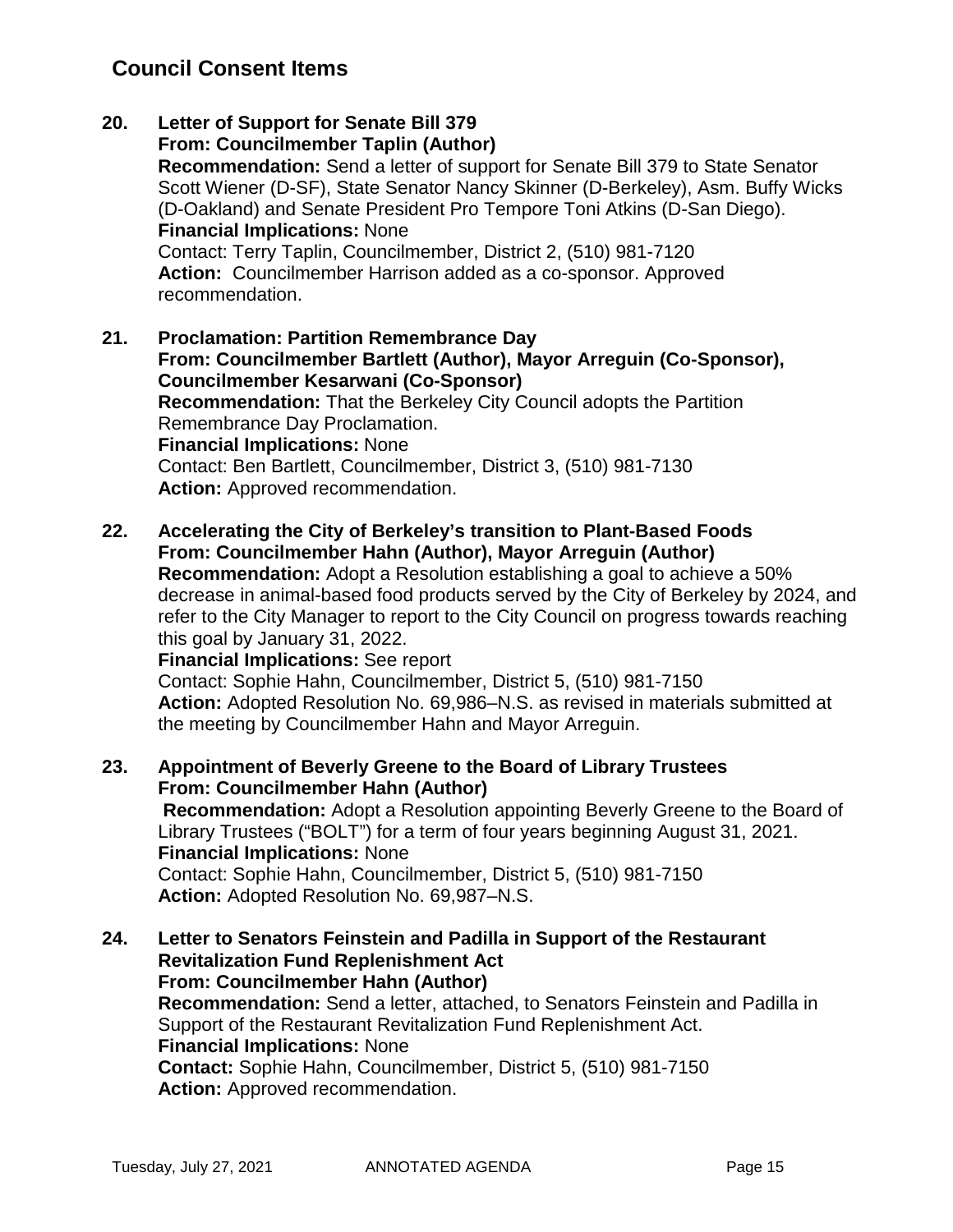## Council Consent Items

**20. Letter of Support for Senate Bill 379**
**From: Councilmember Taplin (Author)**
**Recommendation:** Send a letter of support for Senate Bill 379 to State Senator Scott Wiener (D-SF), State Senator Nancy Skinner (D-Berkeley), Asm. Buffy Wicks (D-Oakland) and Senate President Pro Tempore Toni Atkins (D-San Diego).
**Financial Implications:** None
Contact: Terry Taplin, Councilmember, District 2, (510) 981-7120
**Action:** Councilmember Harrison added as a co-sponsor. Approved recommendation.

**21. Proclamation: Partition Remembrance Day**
**From: Councilmember Bartlett (Author), Mayor Arreguin (Co-Sponsor), Councilmember Kesarwani (Co-Sponsor)**
**Recommendation:** That the Berkeley City Council adopts the Partition Remembrance Day Proclamation.
**Financial Implications:** None
Contact: Ben Bartlett, Councilmember, District 3, (510) 981-7130
**Action:** Approved recommendation.

**22. Accelerating the City of Berkeley's transition to Plant-Based Foods**
**From: Councilmember Hahn (Author), Mayor Arreguin (Author)**
**Recommendation:** Adopt a Resolution establishing a goal to achieve a 50% decrease in animal-based food products served by the City of Berkeley by 2024, and refer to the City Manager to report to the City Council on progress towards reaching this goal by January 31, 2022.
**Financial Implications:** See report
Contact: Sophie Hahn, Councilmember, District 5, (510) 981-7150
**Action:** Adopted Resolution No. 69,986–N.S. as revised in materials submitted at the meeting by Councilmember Hahn and Mayor Arreguin.

**23. Appointment of Beverly Greene to the Board of Library Trustees**
**From: Councilmember Hahn (Author)**
**Recommendation:** Adopt a Resolution appointing Beverly Greene to the Board of Library Trustees ("BOLT") for a term of four years beginning August 31, 2021.
**Financial Implications:** None
Contact: Sophie Hahn, Councilmember, District 5, (510) 981-7150
**Action:** Adopted Resolution No. 69,987–N.S.

**24. Letter to Senators Feinstein and Padilla in Support of the Restaurant Revitalization Fund Replenishment Act**
**From: Councilmember Hahn (Author)**
**Recommendation:** Send a letter, attached, to Senators Feinstein and Padilla in Support of the Restaurant Revitalization Fund Replenishment Act.
**Financial Implications:** None
**Contact:** Sophie Hahn, Councilmember, District 5, (510) 981-7150
**Action:** Approved recommendation.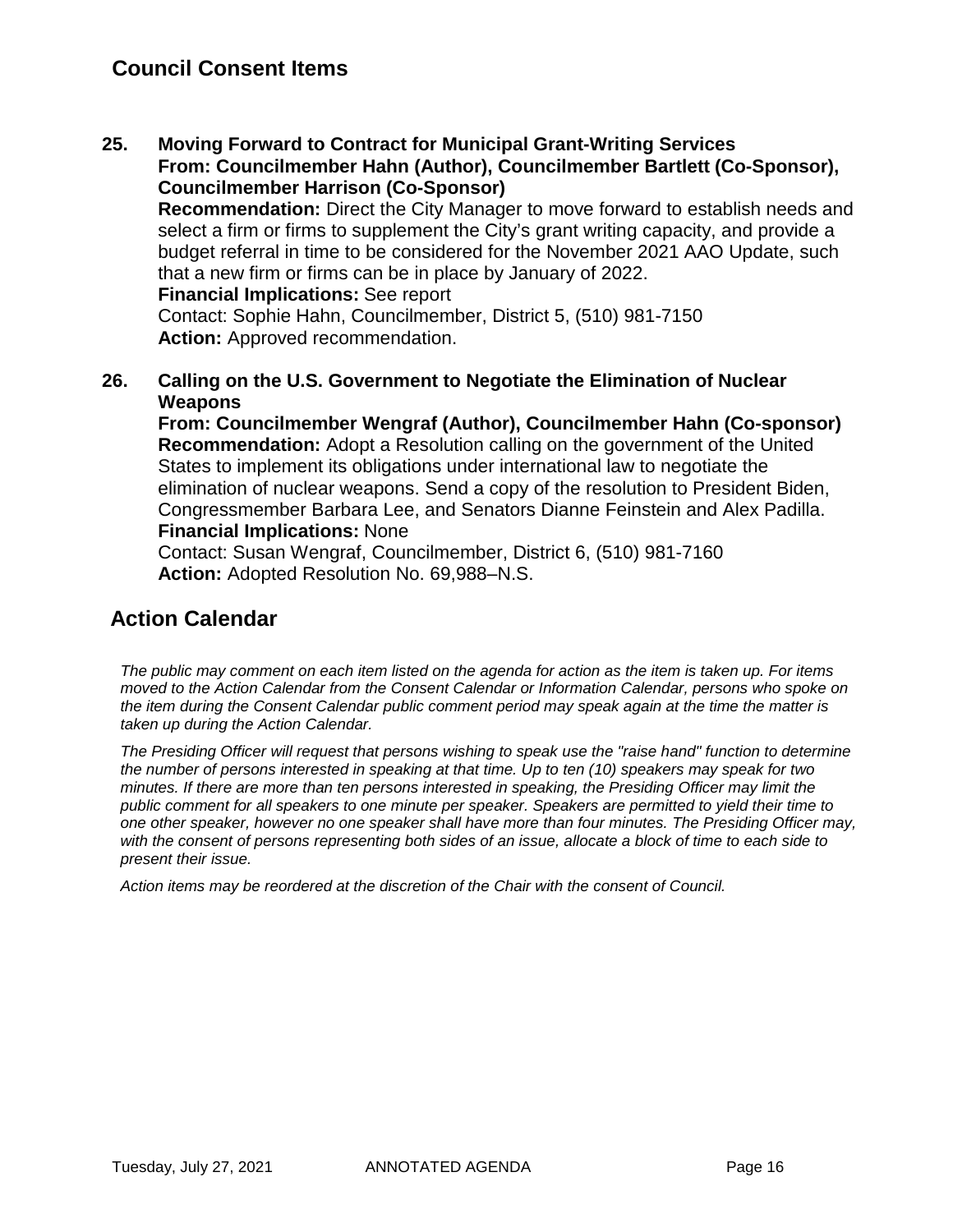## Council Consent Items

**25. Moving Forward to Contract for Municipal Grant-Writing Services**
**From: Councilmember Hahn (Author), Councilmember Bartlett (Co-Sponsor), Councilmember Harrison (Co-Sponsor)**
**Recommendation:** Direct the City Manager to move forward to establish needs and select a firm or firms to supplement the City's grant writing capacity, and provide a budget referral in time to be considered for the November 2021 AAO Update, such that a new firm or firms can be in place by January of 2022.
**Financial Implications:** See report
Contact: Sophie Hahn, Councilmember, District 5, (510) 981-7150
**Action:** Approved recommendation.

**26. Calling on the U.S. Government to Negotiate the Elimination of Nuclear Weapons**
**From: Councilmember Wengraf (Author), Councilmember Hahn (Co-sponsor)**
**Recommendation:** Adopt a Resolution calling on the government of the United States to implement its obligations under international law to negotiate the elimination of nuclear weapons. Send a copy of the resolution to President Biden, Congressmember Barbara Lee, and Senators Dianne Feinstein and Alex Padilla.
**Financial Implications:** None
Contact: Susan Wengraf, Councilmember, District 6, (510) 981-7160
**Action:** Adopted Resolution No. 69,988–N.S.

## Action Calendar

*The public may comment on each item listed on the agenda for action as the item is taken up. For items moved to the Action Calendar from the Consent Calendar or Information Calendar, persons who spoke on the item during the Consent Calendar public comment period may speak again at the time the matter is taken up during the Action Calendar.*

*The Presiding Officer will request that persons wishing to speak use the "raise hand" function to determine the number of persons interested in speaking at that time. Up to ten (10) speakers may speak for two minutes. If there are more than ten persons interested in speaking, the Presiding Officer may limit the public comment for all speakers to one minute per speaker. Speakers are permitted to yield their time to one other speaker, however no one speaker shall have more than four minutes. The Presiding Officer may, with the consent of persons representing both sides of an issue, allocate a block of time to each side to present their issue.*

*Action items may be reordered at the discretion of the Chair with the consent of Council.*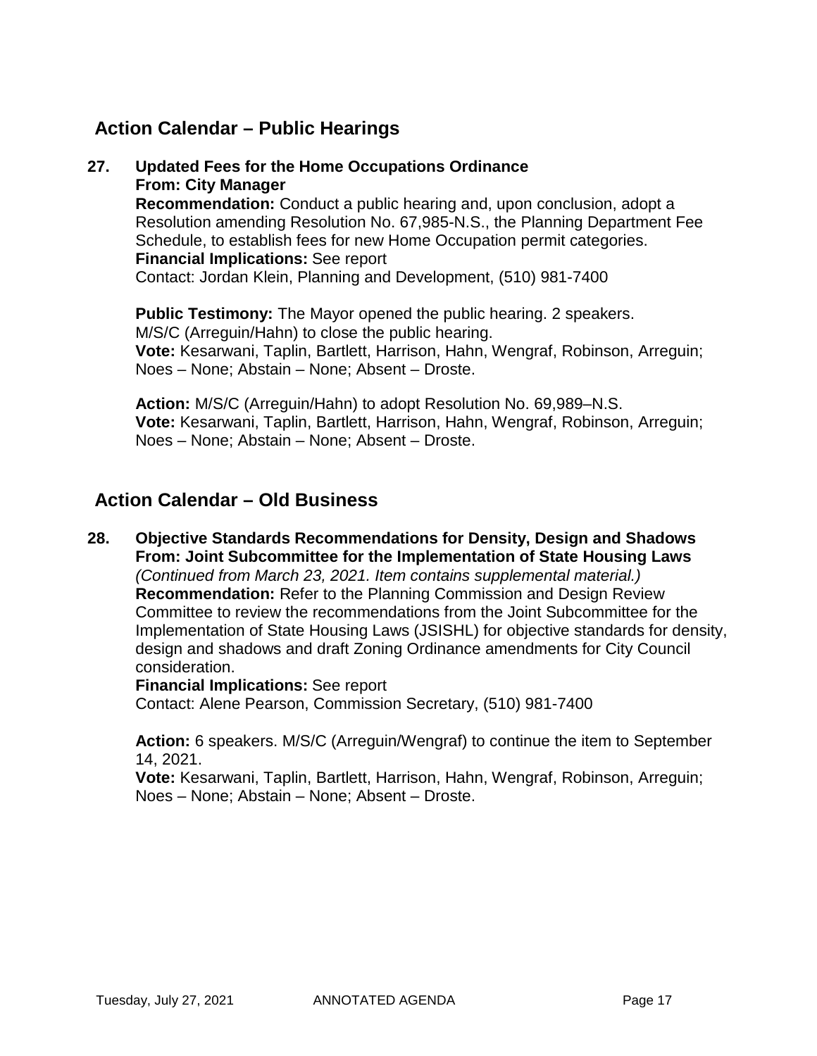## Action Calendar – Public Hearings

**27. Updated Fees for the Home Occupations Ordinance**
**From: City Manager**
**Recommendation:** Conduct a public hearing and, upon conclusion, adopt a Resolution amending Resolution No. 67,985-N.S., the Planning Department Fee Schedule, to establish fees for new Home Occupation permit categories.
**Financial Implications:** See report
Contact: Jordan Klein, Planning and Development, (510) 981-7400

**Public Testimony:** The Mayor opened the public hearing. 2 speakers.
M/S/C (Arreguin/Hahn) to close the public hearing.
**Vote:** Kesarwani, Taplin, Bartlett, Harrison, Hahn, Wengraf, Robinson, Arreguin; Noes – None; Abstain – None; Absent – Droste.

**Action:** M/S/C (Arreguin/Hahn) to adopt Resolution No. 69,989–N.S.
**Vote:** Kesarwani, Taplin, Bartlett, Harrison, Hahn, Wengraf, Robinson, Arreguin; Noes – None; Abstain – None; Absent – Droste.

## Action Calendar – Old Business

**28. Objective Standards Recommendations for Density, Design and Shadows**
**From: Joint Subcommittee for the Implementation of State Housing Laws**
*(Continued from March 23, 2021. Item contains supplemental material.)*
**Recommendation:** Refer to the Planning Commission and Design Review Committee to review the recommendations from the Joint Subcommittee for the Implementation of State Housing Laws (JSISHL) for objective standards for density, design and shadows and draft Zoning Ordinance amendments for City Council consideration.
**Financial Implications:** See report
Contact: Alene Pearson, Commission Secretary, (510) 981-7400

**Action:** 6 speakers. M/S/C (Arreguin/Wengraf) to continue the item to September 14, 2021.
**Vote:** Kesarwani, Taplin, Bartlett, Harrison, Hahn, Wengraf, Robinson, Arreguin; Noes – None; Abstain – None; Absent – Droste.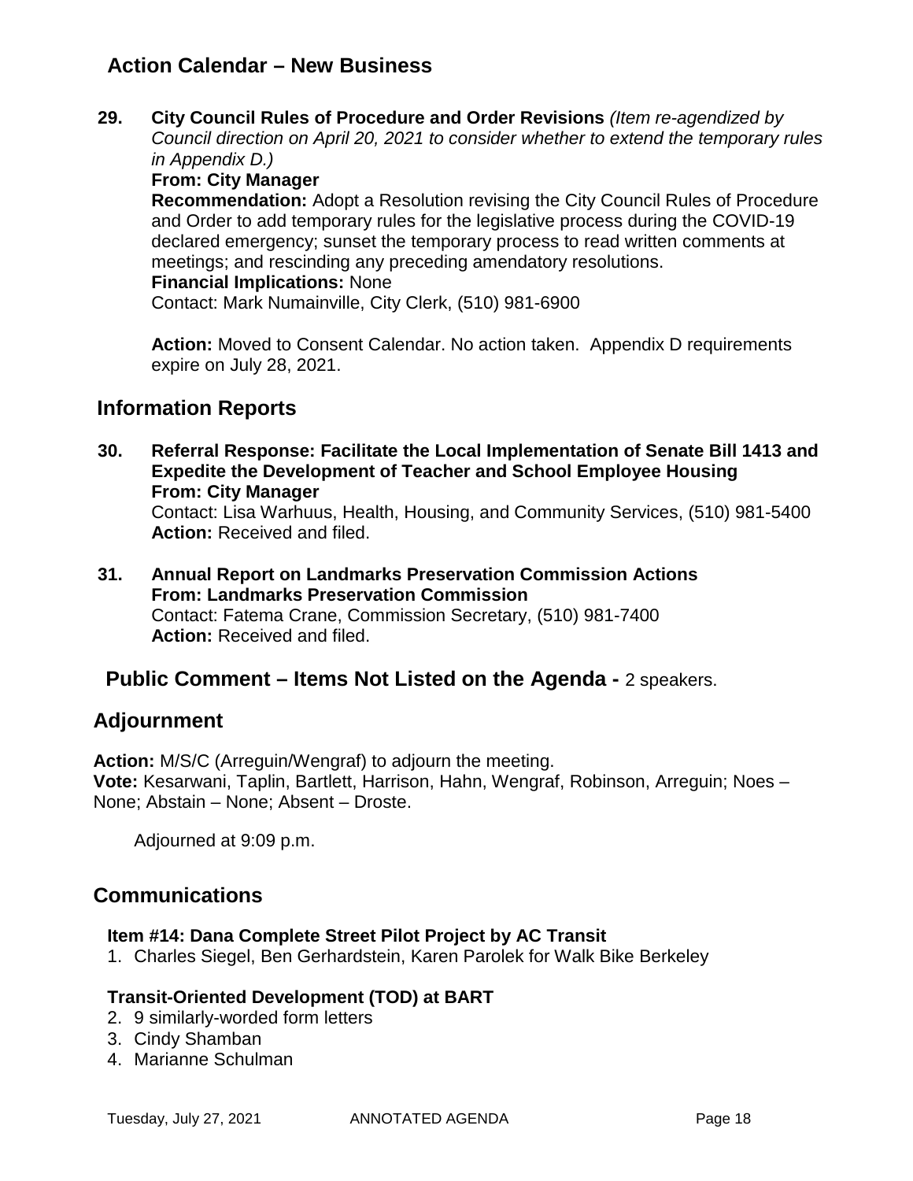## Action Calendar – New Business

**29. City Council Rules of Procedure and Order Revisions** *(Item re-agendized by Council direction on April 20, 2021 to consider whether to extend the temporary rules in Appendix D.)*
**From: City Manager**
**Recommendation:** Adopt a Resolution revising the City Council Rules of Procedure and Order to add temporary rules for the legislative process during the COVID-19 declared emergency; sunset the temporary process to read written comments at meetings; and rescinding any preceding amendatory resolutions.
**Financial Implications:** None
Contact: Mark Numainville, City Clerk, (510) 981-6900

**Action:** Moved to Consent Calendar. No action taken. Appendix D requirements expire on July 28, 2021.

## Information Reports

**30. Referral Response: Facilitate the Local Implementation of Senate Bill 1413 and Expedite the Development of Teacher and School Employee Housing**
**From: City Manager**
Contact: Lisa Warhuus, Health, Housing, and Community Services, (510) 981-5400
**Action:** Received and filed.

**31. Annual Report on Landmarks Preservation Commission Actions**
**From: Landmarks Preservation Commission**
Contact: Fatema Crane, Commission Secretary, (510) 981-7400
**Action:** Received and filed.

## Public Comment – Items Not Listed on the Agenda - 2 speakers.

## Adjournment

**Action:** M/S/C (Arreguin/Wengraf) to adjourn the meeting.
**Vote:** Kesarwani, Taplin, Bartlett, Harrison, Hahn, Wengraf, Robinson, Arreguin; Noes – None; Abstain – None; Absent – Droste.

Adjourned at 9:09 p.m.

## Communications

**Item #14: Dana Complete Street Pilot Project by AC Transit**

1. Charles Siegel, Ben Gerhardstein, Karen Parolek for Walk Bike Berkeley

**Transit-Oriented Development (TOD) at BART**

2. 9 similarly-worded form letters
3. Cindy Shamban
4. Marianne Schulman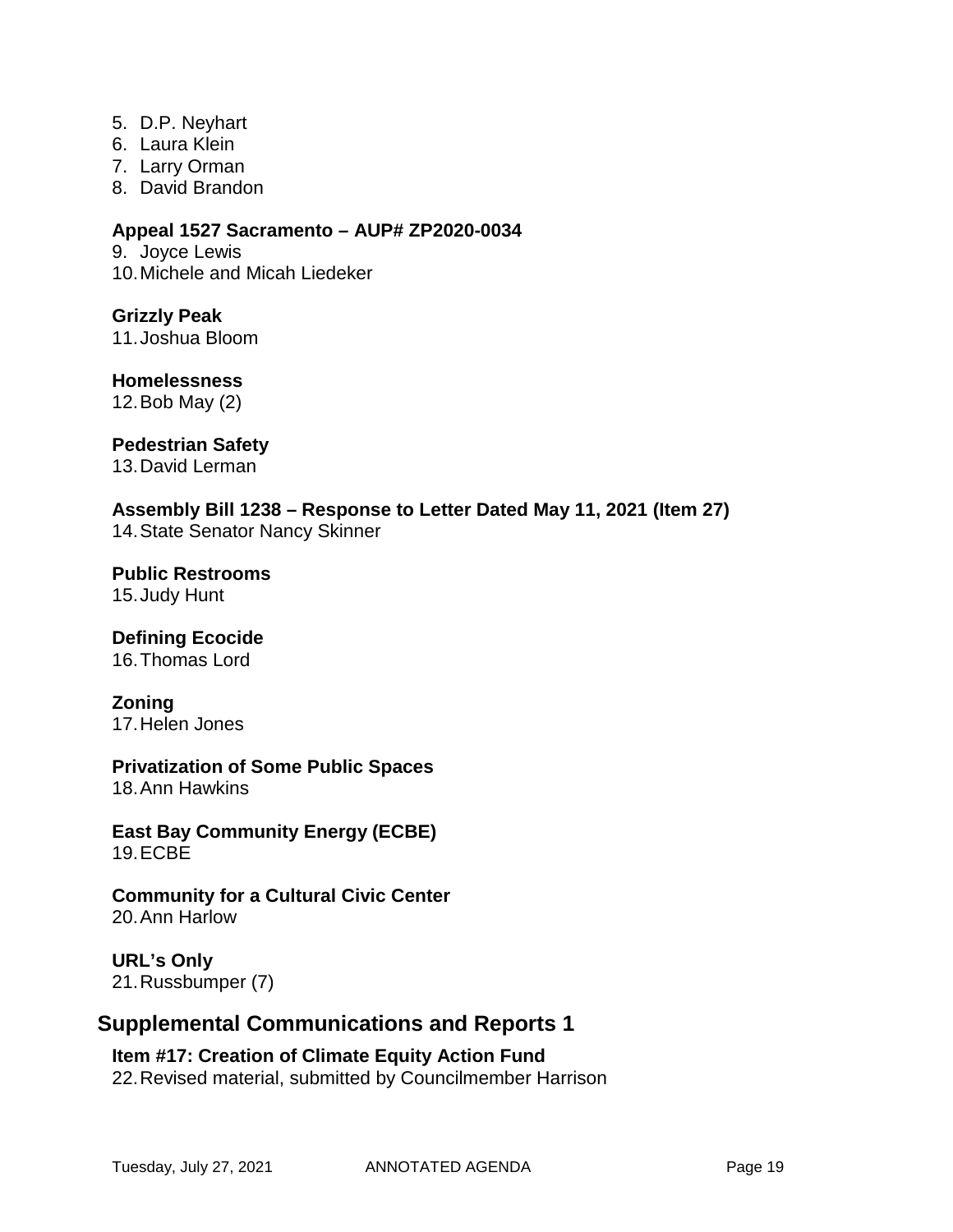5. D.P. Neyhart
6. Laura Klein
7. Larry Orman
8. David Brandon

**Appeal 1527 Sacramento – AUP# ZP2020-0034**

9. Joyce Lewis
10. Michele and Micah Liedeker

**Grizzly Peak**

11. Joshua Bloom

**Homelessness**

12. Bob May (2)

**Pedestrian Safety**

13. David Lerman

**Assembly Bill 1238 – Response to Letter Dated May 11, 2021 (Item 27)**

14. State Senator Nancy Skinner

**Public Restrooms**

15. Judy Hunt

**Defining Ecocide**

16. Thomas Lord

**Zoning**

17. Helen Jones

**Privatization of Some Public Spaces**

18. Ann Hawkins

**East Bay Community Energy (ECBE)**

19. ECBE

**Community for a Cultural Civic Center**

20. Ann Harlow

**URL's Only**

21. Russbumper (7)

## Supplemental Communications and Reports 1

**Item #17: Creation of Climate Equity Action Fund**

22. Revised material, submitted by Councilmember Harrison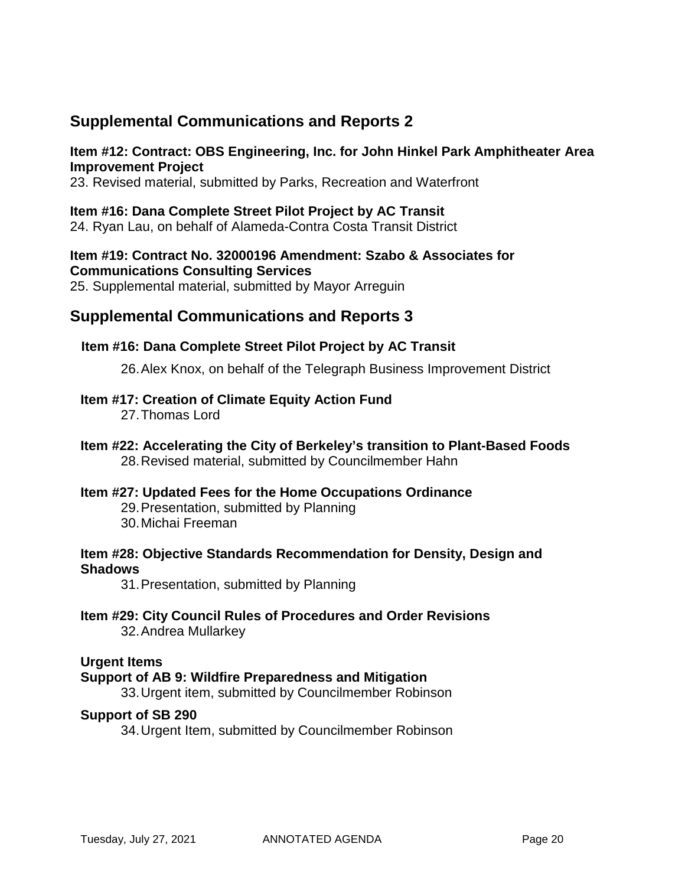## Supplemental Communications and Reports 2

**Item #12: Contract: OBS Engineering, Inc. for John Hinkel Park Amphitheater Area Improvement Project**

23. Revised material, submitted by Parks, Recreation and Waterfront

**Item #16: Dana Complete Street Pilot Project by AC Transit**

24. Ryan Lau, on behalf of Alameda-Contra Costa Transit District

**Item #19: Contract No. 32000196 Amendment: Szabo & Associates for Communications Consulting Services**

25. Supplemental material, submitted by Mayor Arreguin

## Supplemental Communications and Reports 3

**Item #16: Dana Complete Street Pilot Project by AC Transit**

26. Alex Knox, on behalf of the Telegraph Business Improvement District

**Item #17: Creation of Climate Equity Action Fund**

27. Thomas Lord

**Item #22: Accelerating the City of Berkeley's transition to Plant-Based Foods**

28. Revised material, submitted by Councilmember Hahn

**Item #27: Updated Fees for the Home Occupations Ordinance**

29. Presentation, submitted by Planning
30. Michai Freeman

**Item #28: Objective Standards Recommendation for Density, Design and Shadows**

31. Presentation, submitted by Planning

**Item #29: City Council Rules of Procedures and Order Revisions**

32. Andrea Mullarkey

**Urgent Items**

**Support of AB 9: Wildfire Preparedness and Mitigation**

33. Urgent item, submitted by Councilmember Robinson

**Support of SB 290**

34. Urgent Item, submitted by Councilmember Robinson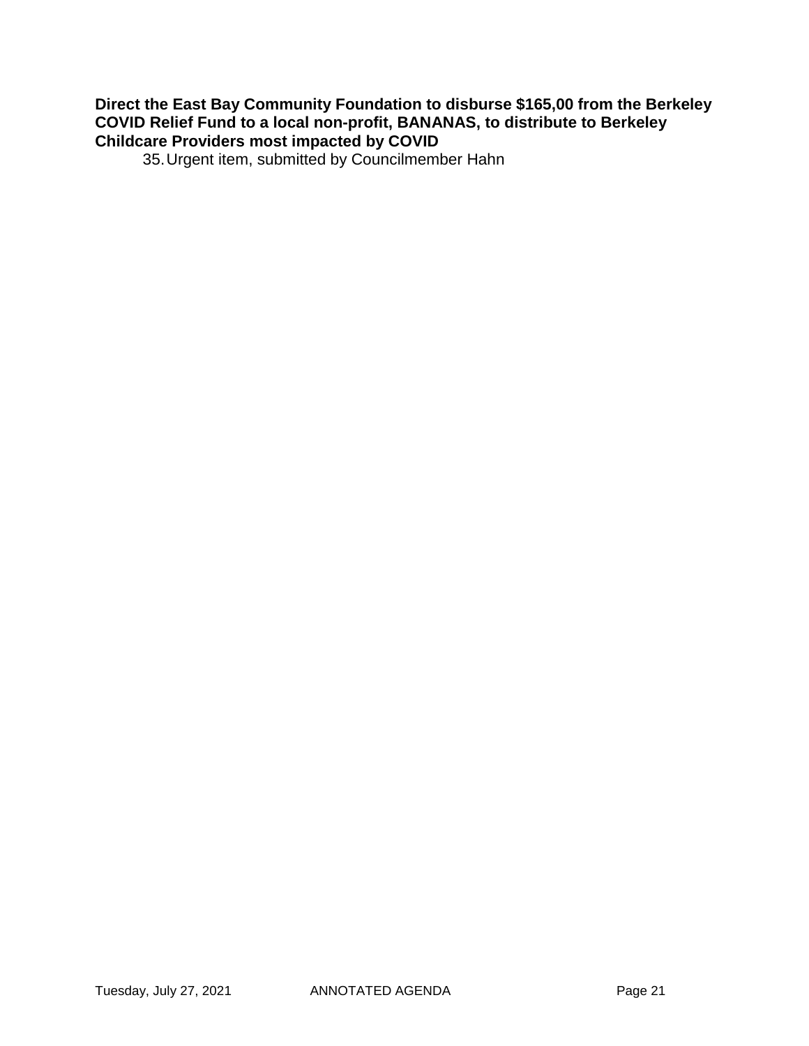**Direct the East Bay Community Foundation to disburse $165,00 from the Berkeley COVID Relief Fund to a local non-profit, BANANAS, to distribute to Berkeley Childcare Providers most impacted by COVID**

35. Urgent item, submitted by Councilmember Hahn